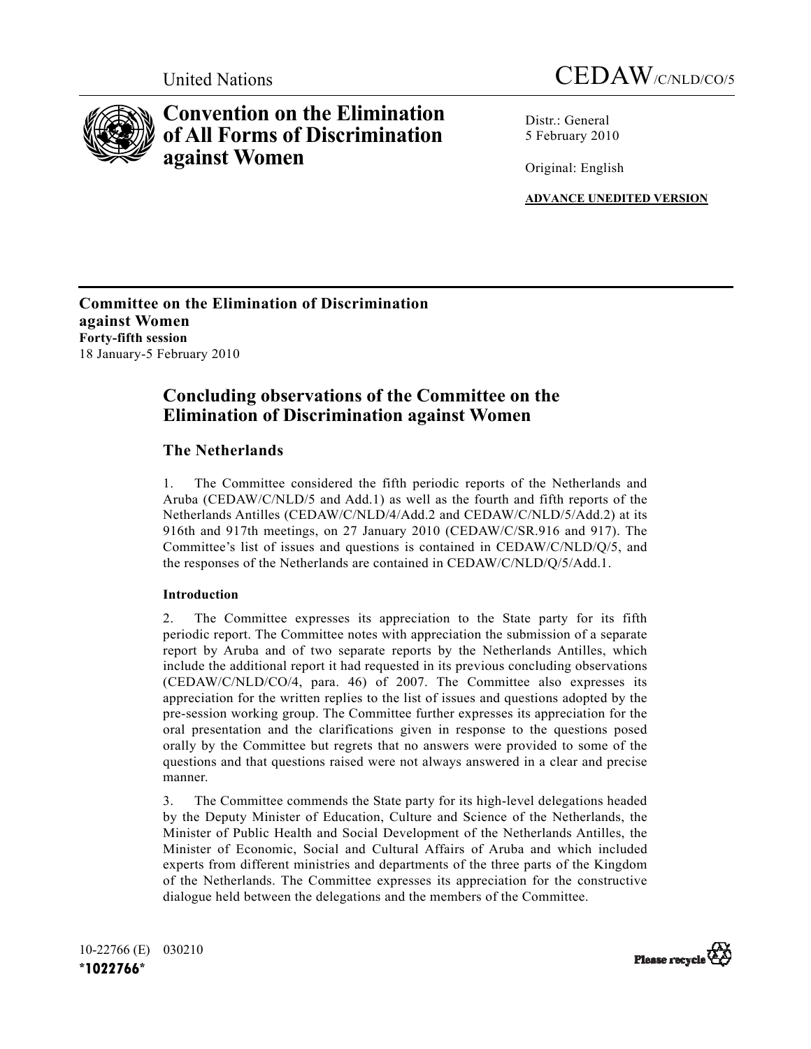United Nations CEDAW/C/NLD/CO/5

# Convention on the Elimination of All Forms of Discrimination against Women

Distr.: General
5 February 2010

Original: English

**ADVANCE UNEDITED VERSION**

**Committee on the Elimination of Discrimination against Women**
**Forty-fifth session**
18 January-5 February 2010

## Concluding observations of the Committee on the Elimination of Discrimination against Women

## The Netherlands

1. The Committee considered the fifth periodic reports of the Netherlands and Aruba (CEDAW/C/NLD/5 and Add.1) as well as the fourth and fifth reports of the Netherlands Antilles (CEDAW/C/NLD/4/Add.2 and CEDAW/C/NLD/5/Add.2) at its 916th and 917th meetings, on 27 January 2010 (CEDAW/C/SR.916 and 917). The Committee's list of issues and questions is contained in CEDAW/C/NLD/Q/5, and the responses of the Netherlands are contained in CEDAW/C/NLD/Q/5/Add.1.

### Introduction

2. The Committee expresses its appreciation to the State party for its fifth periodic report. The Committee notes with appreciation the submission of a separate report by Aruba and of two separate reports by the Netherlands Antilles, which include the additional report it had requested in its previous concluding observations (CEDAW/C/NLD/CO/4, para. 46) of 2007. The Committee also expresses its appreciation for the written replies to the list of issues and questions adopted by the pre-session working group. The Committee further expresses its appreciation for the oral presentation and the clarifications given in response to the questions posed orally by the Committee but regrets that no answers were provided to some of the questions and that questions raised were not always answered in a clear and precise manner.

3. The Committee commends the State party for its high-level delegations headed by the Deputy Minister of Education, Culture and Science of the Netherlands, the Minister of Public Health and Social Development of the Netherlands Antilles, the Minister of Economic, Social and Cultural Affairs of Aruba and which included experts from different ministries and departments of the three parts of the Kingdom of the Netherlands. The Committee expresses its appreciation for the constructive dialogue held between the delegations and the members of the Committee.

10-22766 (E) 030210
*1022766*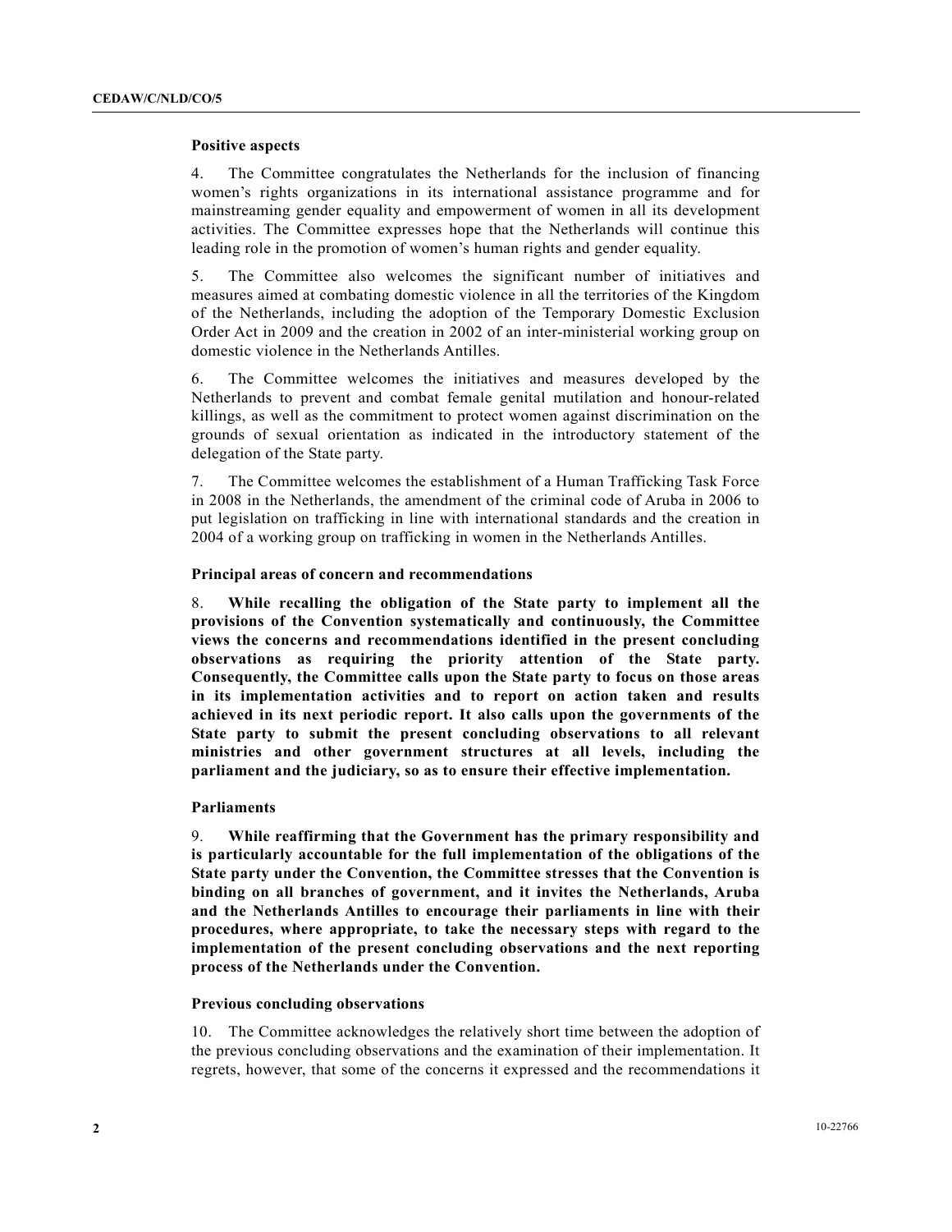### Positive aspects

4. The Committee congratulates the Netherlands for the inclusion of financing women's rights organizations in its international assistance programme and for mainstreaming gender equality and empowerment of women in all its development activities. The Committee expresses hope that the Netherlands will continue this leading role in the promotion of women's human rights and gender equality.

5. The Committee also welcomes the significant number of initiatives and measures aimed at combating domestic violence in all the territories of the Kingdom of the Netherlands, including the adoption of the Temporary Domestic Exclusion Order Act in 2009 and the creation in 2002 of an inter-ministerial working group on domestic violence in the Netherlands Antilles.

6. The Committee welcomes the initiatives and measures developed by the Netherlands to prevent and combat female genital mutilation and honour-related killings, as well as the commitment to protect women against discrimination on the grounds of sexual orientation as indicated in the introductory statement of the delegation of the State party.

7. The Committee welcomes the establishment of a Human Trafficking Task Force in 2008 in the Netherlands, the amendment of the criminal code of Aruba in 2006 to put legislation on trafficking in line with international standards and the creation in 2004 of a working group on trafficking in women in the Netherlands Antilles.

### Principal areas of concern and recommendations

8. **While recalling the obligation of the State party to implement all the provisions of the Convention systematically and continuously, the Committee views the concerns and recommendations identified in the present concluding observations as requiring the priority attention of the State party. Consequently, the Committee calls upon the State party to focus on those areas in its implementation activities and to report on action taken and results achieved in its next periodic report. It also calls upon the governments of the State party to submit the present concluding observations to all relevant ministries and other government structures at all levels, including the parliament and the judiciary, so as to ensure their effective implementation.**

### Parliaments

9. **While reaffirming that the Government has the primary responsibility and is particularly accountable for the full implementation of the obligations of the State party under the Convention, the Committee stresses that the Convention is binding on all branches of government, and it invites the Netherlands, Aruba and the Netherlands Antilles to encourage their parliaments in line with their procedures, where appropriate, to take the necessary steps with regard to the implementation of the present concluding observations and the next reporting process of the Netherlands under the Convention.**

### Previous concluding observations

10. The Committee acknowledges the relatively short time between the adoption of the previous concluding observations and the examination of their implementation. It regrets, however, that some of the concerns it expressed and the recommendations it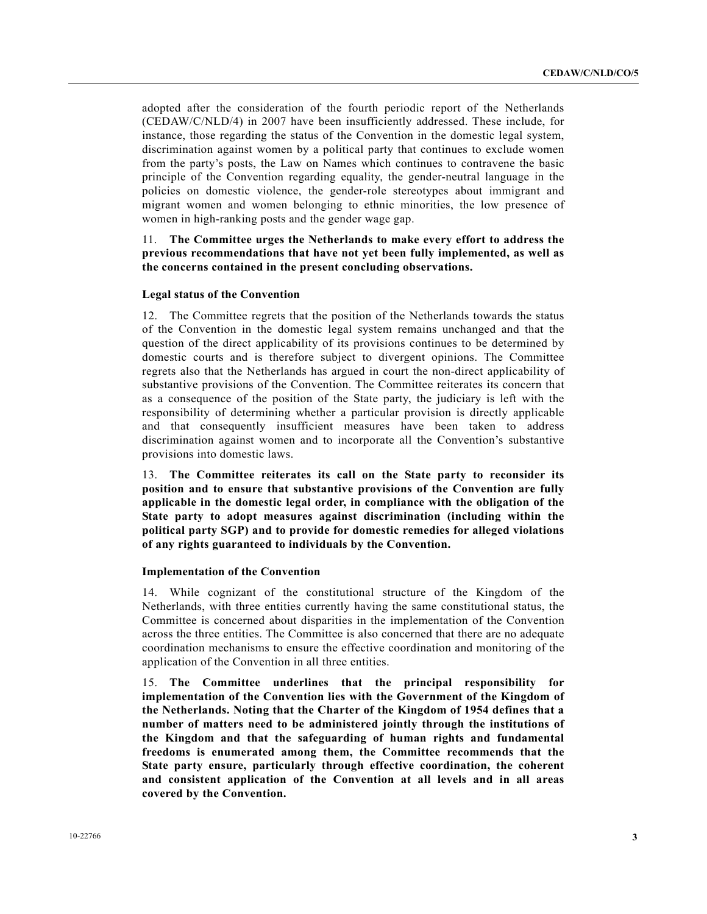adopted after the consideration of the fourth periodic report of the Netherlands (CEDAW/C/NLD/4) in 2007 have been insufficiently addressed. These include, for instance, those regarding the status of the Convention in the domestic legal system, discrimination against women by a political party that continues to exclude women from the party's posts, the Law on Names which continues to contravene the basic principle of the Convention regarding equality, the gender-neutral language in the policies on domestic violence, the gender-role stereotypes about immigrant and migrant women and women belonging to ethnic minorities, the low presence of women in high-ranking posts and the gender wage gap.

11. **The Committee urges the Netherlands to make every effort to address the previous recommendations that have not yet been fully implemented, as well as the concerns contained in the present concluding observations.**

### Legal status of the Convention

12. The Committee regrets that the position of the Netherlands towards the status of the Convention in the domestic legal system remains unchanged and that the question of the direct applicability of its provisions continues to be determined by domestic courts and is therefore subject to divergent opinions. The Committee regrets also that the Netherlands has argued in court the non-direct applicability of substantive provisions of the Convention. The Committee reiterates its concern that as a consequence of the position of the State party, the judiciary is left with the responsibility of determining whether a particular provision is directly applicable and that consequently insufficient measures have been taken to address discrimination against women and to incorporate all the Convention's substantive provisions into domestic laws.

13. **The Committee reiterates its call on the State party to reconsider its position and to ensure that substantive provisions of the Convention are fully applicable in the domestic legal order, in compliance with the obligation of the State party to adopt measures against discrimination (including within the political party SGP) and to provide for domestic remedies for alleged violations of any rights guaranteed to individuals by the Convention.**

### Implementation of the Convention

14. While cognizant of the constitutional structure of the Kingdom of the Netherlands, with three entities currently having the same constitutional status, the Committee is concerned about disparities in the implementation of the Convention across the three entities. The Committee is also concerned that there are no adequate coordination mechanisms to ensure the effective coordination and monitoring of the application of the Convention in all three entities.

15. **The Committee underlines that the principal responsibility for implementation of the Convention lies with the Government of the Kingdom of the Netherlands. Noting that the Charter of the Kingdom of 1954 defines that a number of matters need to be administered jointly through the institutions of the Kingdom and that the safeguarding of human rights and fundamental freedoms is enumerated among them, the Committee recommends that the State party ensure, particularly through effective coordination, the coherent and consistent application of the Convention at all levels and in all areas covered by the Convention.**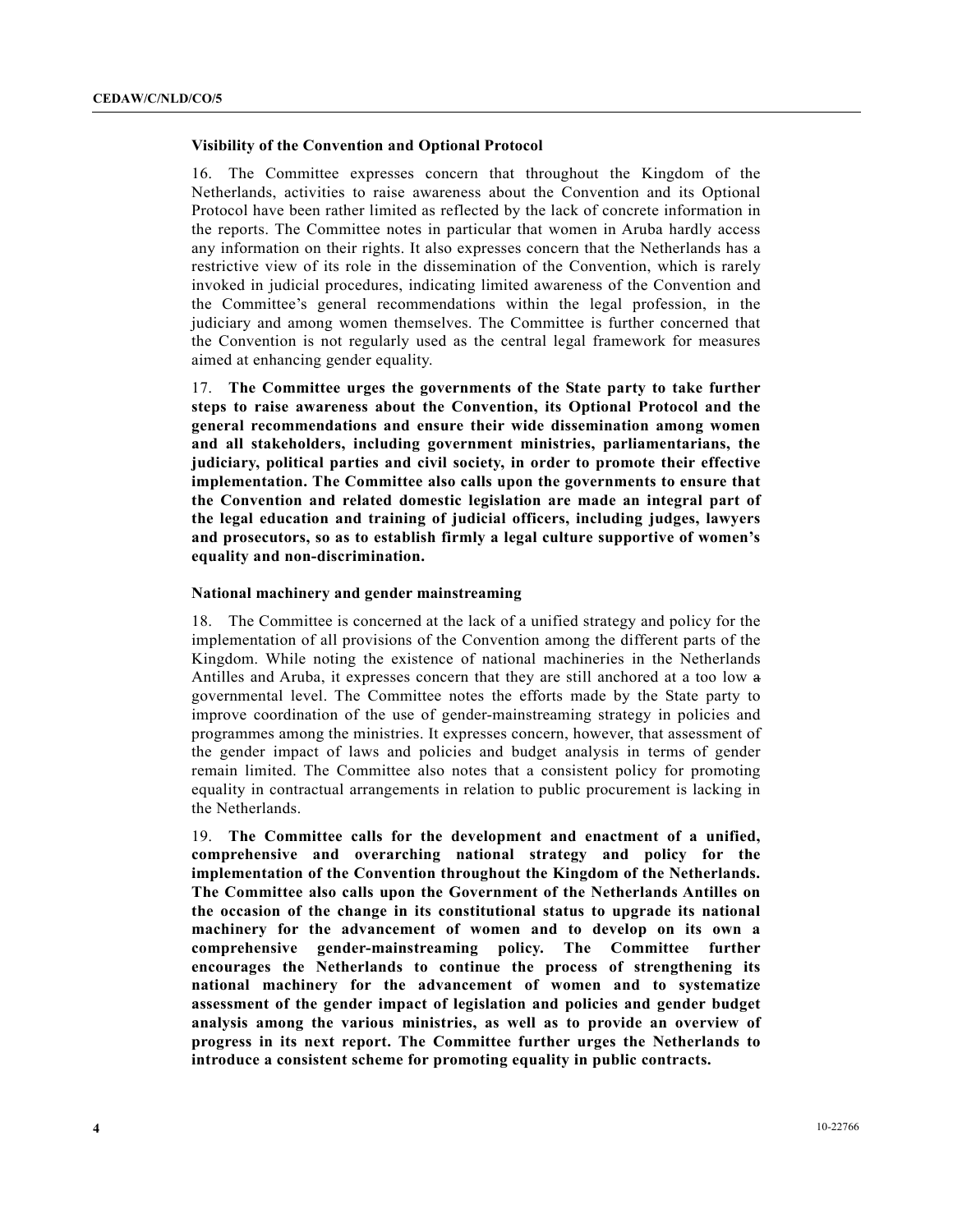### Visibility of the Convention and Optional Protocol

16. The Committee expresses concern that throughout the Kingdom of the Netherlands, activities to raise awareness about the Convention and its Optional Protocol have been rather limited as reflected by the lack of concrete information in the reports. The Committee notes in particular that women in Aruba hardly access any information on their rights. It also expresses concern that the Netherlands has a restrictive view of its role in the dissemination of the Convention, which is rarely invoked in judicial procedures, indicating limited awareness of the Convention and the Committee's general recommendations within the legal profession, in the judiciary and among women themselves. The Committee is further concerned that the Convention is not regularly used as the central legal framework for measures aimed at enhancing gender equality.

17. **The Committee urges the governments of the State party to take further steps to raise awareness about the Convention, its Optional Protocol and the general recommendations and ensure their wide dissemination among women and all stakeholders, including government ministries, parliamentarians, the judiciary, political parties and civil society, in order to promote their effective implementation. The Committee also calls upon the governments to ensure that the Convention and related domestic legislation are made an integral part of the legal education and training of judicial officers, including judges, lawyers and prosecutors, so as to establish firmly a legal culture supportive of women's equality and non-discrimination.**

### National machinery and gender mainstreaming

18. The Committee is concerned at the lack of a unified strategy and policy for the implementation of all provisions of the Convention among the different parts of the Kingdom. While noting the existence of national machineries in the Netherlands Antilles and Aruba, it expresses concern that they are still anchored at a too low ~~a~~ governmental level. The Committee notes the efforts made by the State party to improve coordination of the use of gender-mainstreaming strategy in policies and programmes among the ministries. It expresses concern, however, that assessment of the gender impact of laws and policies and budget analysis in terms of gender remain limited. The Committee also notes that a consistent policy for promoting equality in contractual arrangements in relation to public procurement is lacking in the Netherlands.

19. **The Committee calls for the development and enactment of a unified, comprehensive and overarching national strategy and policy for the implementation of the Convention throughout the Kingdom of the Netherlands. The Committee also calls upon the Government of the Netherlands Antilles on the occasion of the change in its constitutional status to upgrade its national machinery for the advancement of women and to develop on its own a comprehensive gender-mainstreaming policy. The Committee further encourages the Netherlands to continue the process of strengthening its national machinery for the advancement of women and to systematize assessment of the gender impact of legislation and policies and gender budget analysis among the various ministries, as well as to provide an overview of progress in its next report. The Committee further urges the Netherlands to introduce a consistent scheme for promoting equality in public contracts.**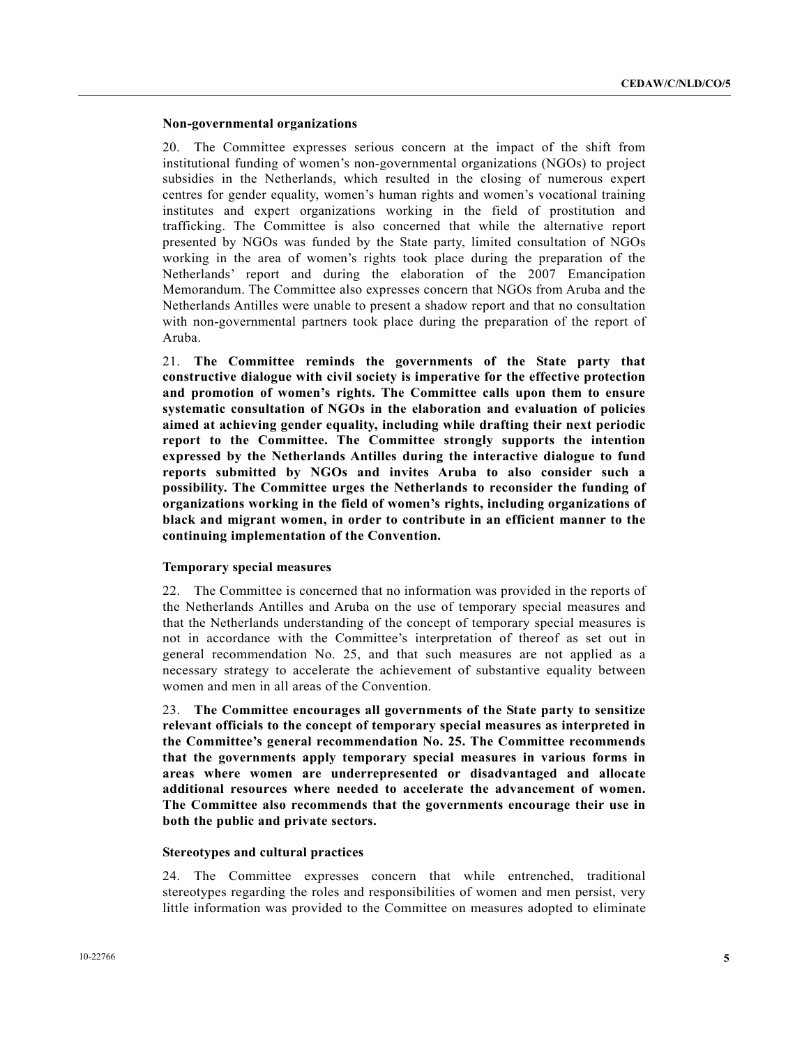### Non-governmental organizations

20. The Committee expresses serious concern at the impact of the shift from institutional funding of women's non-governmental organizations (NGOs) to project subsidies in the Netherlands, which resulted in the closing of numerous expert centres for gender equality, women's human rights and women's vocational training institutes and expert organizations working in the field of prostitution and trafficking. The Committee is also concerned that while the alternative report presented by NGOs was funded by the State party, limited consultation of NGOs working in the area of women's rights took place during the preparation of the Netherlands' report and during the elaboration of the 2007 Emancipation Memorandum. The Committee also expresses concern that NGOs from Aruba and the Netherlands Antilles were unable to present a shadow report and that no consultation with non-governmental partners took place during the preparation of the report of Aruba.

21. **The Committee reminds the governments of the State party that constructive dialogue with civil society is imperative for the effective protection and promotion of women's rights. The Committee calls upon them to ensure systematic consultation of NGOs in the elaboration and evaluation of policies aimed at achieving gender equality, including while drafting their next periodic report to the Committee. The Committee strongly supports the intention expressed by the Netherlands Antilles during the interactive dialogue to fund reports submitted by NGOs and invites Aruba to also consider such a possibility. The Committee urges the Netherlands to reconsider the funding of organizations working in the field of women's rights, including organizations of black and migrant women, in order to contribute in an efficient manner to the continuing implementation of the Convention.**

### Temporary special measures

22. The Committee is concerned that no information was provided in the reports of the Netherlands Antilles and Aruba on the use of temporary special measures and that the Netherlands understanding of the concept of temporary special measures is not in accordance with the Committee's interpretation of thereof as set out in general recommendation No. 25, and that such measures are not applied as a necessary strategy to accelerate the achievement of substantive equality between women and men in all areas of the Convention.

23. **The Committee encourages all governments of the State party to sensitize relevant officials to the concept of temporary special measures as interpreted in the Committee's general recommendation No. 25. The Committee recommends that the governments apply temporary special measures in various forms in areas where women are underrepresented or disadvantaged and allocate additional resources where needed to accelerate the advancement of women. The Committee also recommends that the governments encourage their use in both the public and private sectors.**

### Stereotypes and cultural practices

24. The Committee expresses concern that while entrenched, traditional stereotypes regarding the roles and responsibilities of women and men persist, very little information was provided to the Committee on measures adopted to eliminate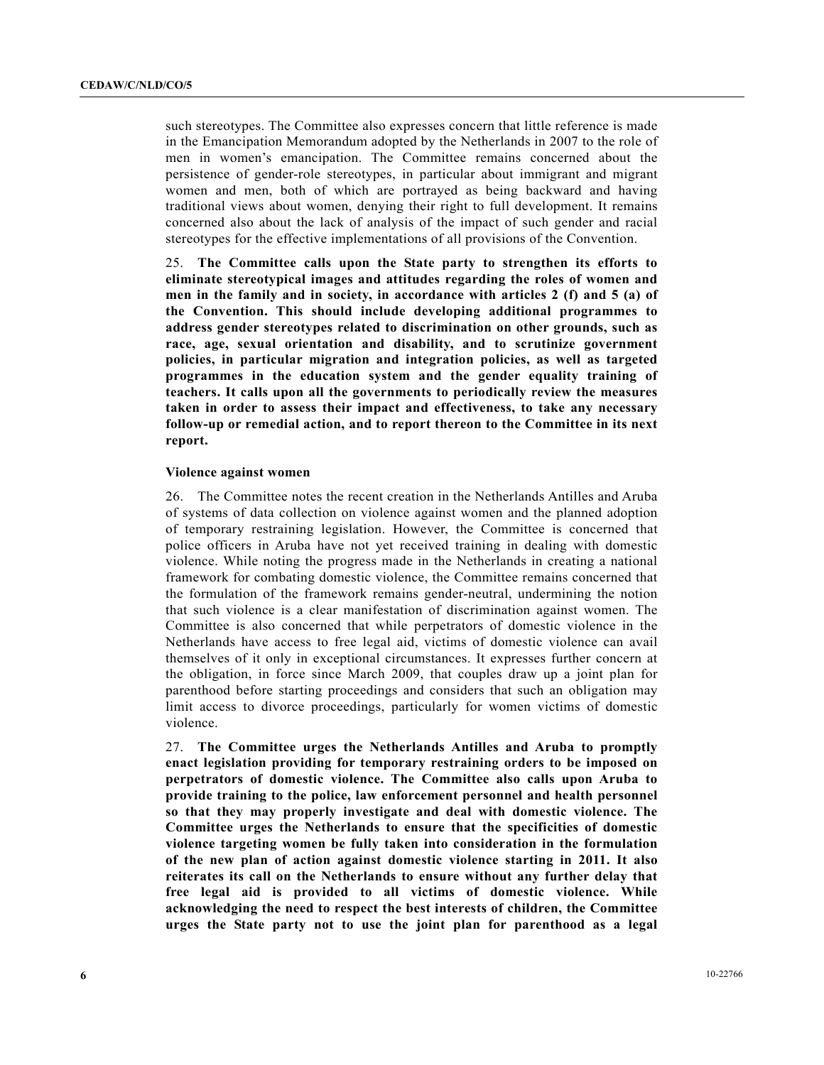such stereotypes. The Committee also expresses concern that little reference is made in the Emancipation Memorandum adopted by the Netherlands in 2007 to the role of men in women's emancipation. The Committee remains concerned about the persistence of gender-role stereotypes, in particular about immigrant and migrant women and men, both of which are portrayed as being backward and having traditional views about women, denying their right to full development. It remains concerned also about the lack of analysis of the impact of such gender and racial stereotypes for the effective implementations of all provisions of the Convention.

25. **The Committee calls upon the State party to strengthen its efforts to eliminate stereotypical images and attitudes regarding the roles of women and men in the family and in society, in accordance with articles 2 (f) and 5 (a) of the Convention. This should include developing additional programmes to address gender stereotypes related to discrimination on other grounds, such as race, age, sexual orientation and disability, and to scrutinize government policies, in particular migration and integration policies, as well as targeted programmes in the education system and the gender equality training of teachers. It calls upon all the governments to periodically review the measures taken in order to assess their impact and effectiveness, to take any necessary follow-up or remedial action, and to report thereon to the Committee in its next report.**

**Violence against women**

26. The Committee notes the recent creation in the Netherlands Antilles and Aruba of systems of data collection on violence against women and the planned adoption of temporary restraining legislation. However, the Committee is concerned that police officers in Aruba have not yet received training in dealing with domestic violence. While noting the progress made in the Netherlands in creating a national framework for combating domestic violence, the Committee remains concerned that the formulation of the framework remains gender-neutral, undermining the notion that such violence is a clear manifestation of discrimination against women. The Committee is also concerned that while perpetrators of domestic violence in the Netherlands have access to free legal aid, victims of domestic violence can avail themselves of it only in exceptional circumstances. It expresses further concern at the obligation, in force since March 2009, that couples draw up a joint plan for parenthood before starting proceedings and considers that such an obligation may limit access to divorce proceedings, particularly for women victims of domestic violence.

27. **The Committee urges the Netherlands Antilles and Aruba to promptly enact legislation providing for temporary restraining orders to be imposed on perpetrators of domestic violence. The Committee also calls upon Aruba to provide training to the police, law enforcement personnel and health personnel so that they may properly investigate and deal with domestic violence. The Committee urges the Netherlands to ensure that the specificities of domestic violence targeting women be fully taken into consideration in the formulation of the new plan of action against domestic violence starting in 2011. It also reiterates its call on the Netherlands to ensure without any further delay that free legal aid is provided to all victims of domestic violence. While acknowledging the need to respect the best interests of children, the Committee urges the State party not to use the joint plan for parenthood as a legal**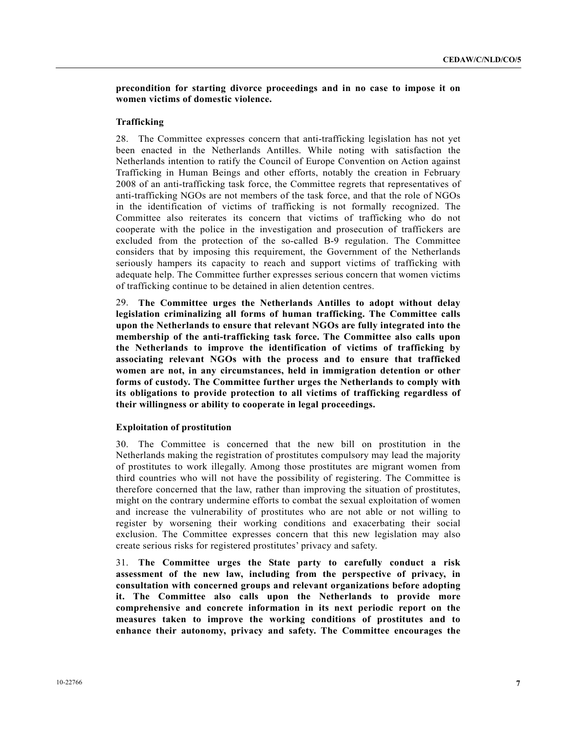**precondition for starting divorce proceedings and in no case to impose it on women victims of domestic violence.**

### Trafficking

28. The Committee expresses concern that anti-trafficking legislation has not yet been enacted in the Netherlands Antilles. While noting with satisfaction the Netherlands intention to ratify the Council of Europe Convention on Action against Trafficking in Human Beings and other efforts, notably the creation in February 2008 of an anti-trafficking task force, the Committee regrets that representatives of anti-trafficking NGOs are not members of the task force, and that the role of NGOs in the identification of victims of trafficking is not formally recognized. The Committee also reiterates its concern that victims of trafficking who do not cooperate with the police in the investigation and prosecution of traffickers are excluded from the protection of the so-called B-9 regulation. The Committee considers that by imposing this requirement, the Government of the Netherlands seriously hampers its capacity to reach and support victims of trafficking with adequate help. The Committee further expresses serious concern that women victims of trafficking continue to be detained in alien detention centres.

29. **The Committee urges the Netherlands Antilles to adopt without delay legislation criminalizing all forms of human trafficking. The Committee calls upon the Netherlands to ensure that relevant NGOs are fully integrated into the membership of the anti-trafficking task force. The Committee also calls upon the Netherlands to improve the identification of victims of trafficking by associating relevant NGOs with the process and to ensure that trafficked women are not, in any circumstances, held in immigration detention or other forms of custody. The Committee further urges the Netherlands to comply with its obligations to provide protection to all victims of trafficking regardless of their willingness or ability to cooperate in legal proceedings.**

### Exploitation of prostitution

30. The Committee is concerned that the new bill on prostitution in the Netherlands making the registration of prostitutes compulsory may lead the majority of prostitutes to work illegally. Among those prostitutes are migrant women from third countries who will not have the possibility of registering. The Committee is therefore concerned that the law, rather than improving the situation of prostitutes, might on the contrary undermine efforts to combat the sexual exploitation of women and increase the vulnerability of prostitutes who are not able or not willing to register by worsening their working conditions and exacerbating their social exclusion. The Committee expresses concern that this new legislation may also create serious risks for registered prostitutes' privacy and safety.

31. **The Committee urges the State party to carefully conduct a risk assessment of the new law, including from the perspective of privacy, in consultation with concerned groups and relevant organizations before adopting it. The Committee also calls upon the Netherlands to provide more comprehensive and concrete information in its next periodic report on the measures taken to improve the working conditions of prostitutes and to enhance their autonomy, privacy and safety. The Committee encourages the**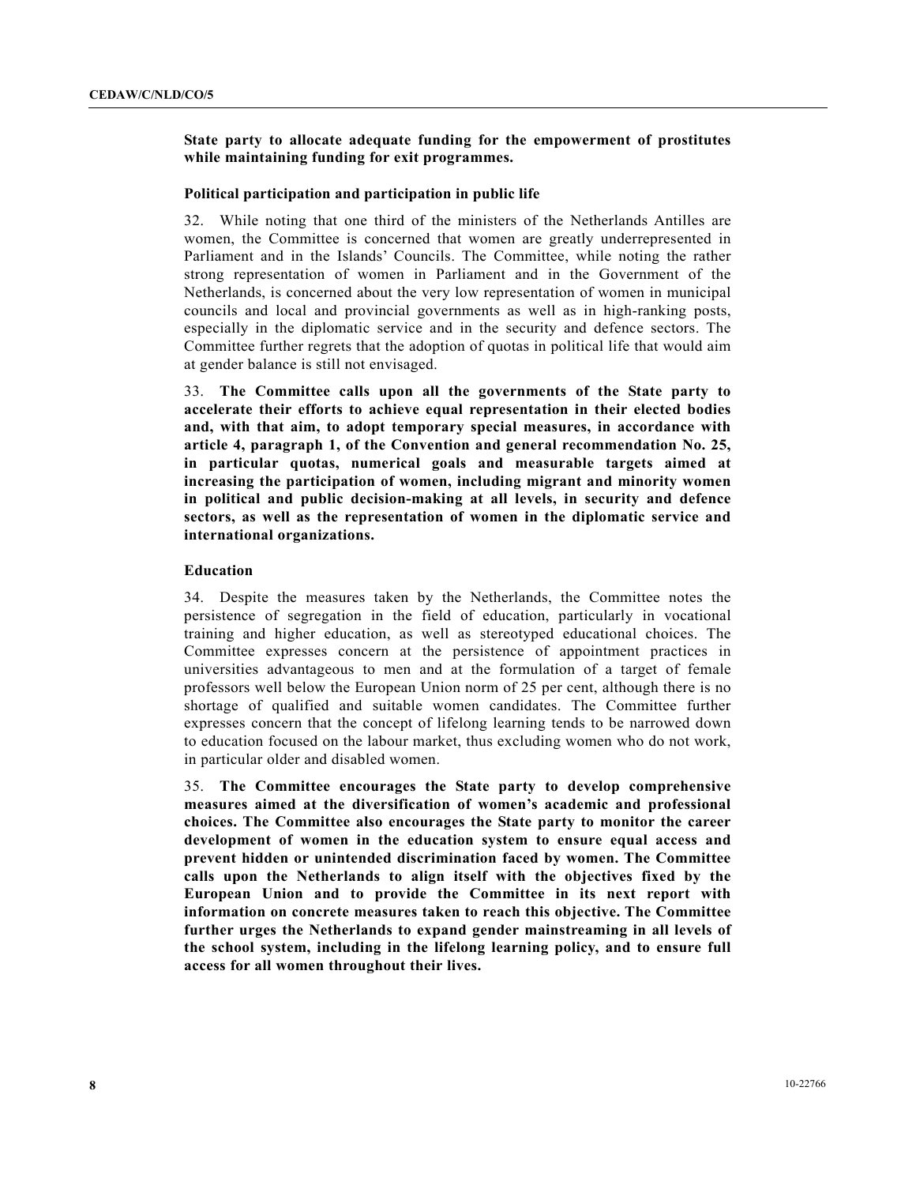**State party to allocate adequate funding for the empowerment of prostitutes while maintaining funding for exit programmes.**

### Political participation and participation in public life

32. While noting that one third of the ministers of the Netherlands Antilles are women, the Committee is concerned that women are greatly underrepresented in Parliament and in the Islands' Councils. The Committee, while noting the rather strong representation of women in Parliament and in the Government of the Netherlands, is concerned about the very low representation of women in municipal councils and local and provincial governments as well as in high-ranking posts, especially in the diplomatic service and in the security and defence sectors. The Committee further regrets that the adoption of quotas in political life that would aim at gender balance is still not envisaged.

33. **The Committee calls upon all the governments of the State party to accelerate their efforts to achieve equal representation in their elected bodies and, with that aim, to adopt temporary special measures, in accordance with article 4, paragraph 1, of the Convention and general recommendation No. 25, in particular quotas, numerical goals and measurable targets aimed at increasing the participation of women, including migrant and minority women in political and public decision-making at all levels, in security and defence sectors, as well as the representation of women in the diplomatic service and international organizations.**

### Education

34. Despite the measures taken by the Netherlands, the Committee notes the persistence of segregation in the field of education, particularly in vocational training and higher education, as well as stereotyped educational choices. The Committee expresses concern at the persistence of appointment practices in universities advantageous to men and at the formulation of a target of female professors well below the European Union norm of 25 per cent, although there is no shortage of qualified and suitable women candidates. The Committee further expresses concern that the concept of lifelong learning tends to be narrowed down to education focused on the labour market, thus excluding women who do not work, in particular older and disabled women.

35. **The Committee encourages the State party to develop comprehensive measures aimed at the diversification of women's academic and professional choices. The Committee also encourages the State party to monitor the career development of women in the education system to ensure equal access and prevent hidden or unintended discrimination faced by women. The Committee calls upon the Netherlands to align itself with the objectives fixed by the European Union and to provide the Committee in its next report with information on concrete measures taken to reach this objective. The Committee further urges the Netherlands to expand gender mainstreaming in all levels of the school system, including in the lifelong learning policy, and to ensure full access for all women throughout their lives.**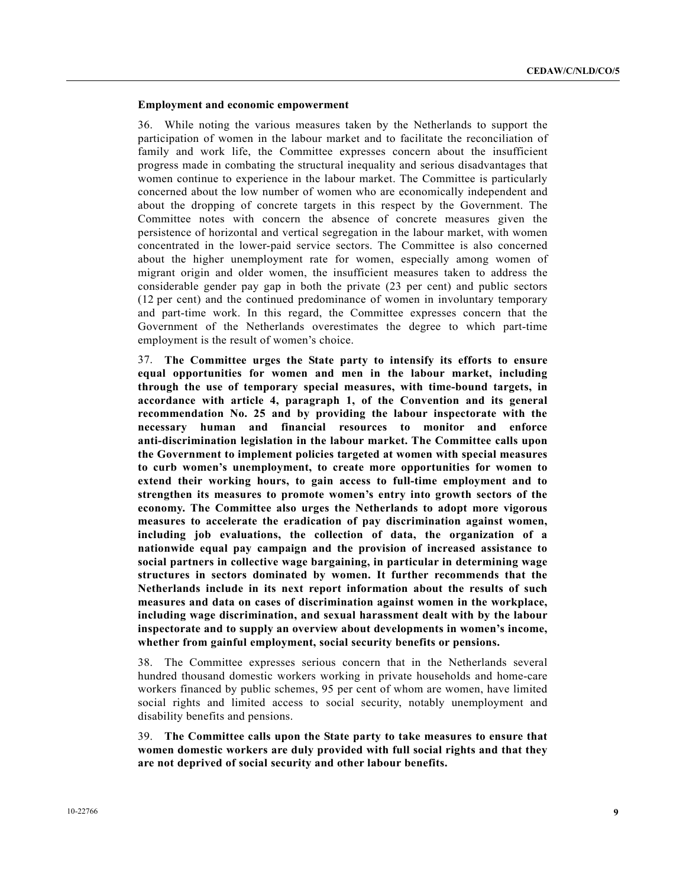### Employment and economic empowerment

36. While noting the various measures taken by the Netherlands to support the participation of women in the labour market and to facilitate the reconciliation of family and work life, the Committee expresses concern about the insufficient progress made in combating the structural inequality and serious disadvantages that women continue to experience in the labour market. The Committee is particularly concerned about the low number of women who are economically independent and about the dropping of concrete targets in this respect by the Government. The Committee notes with concern the absence of concrete measures given the persistence of horizontal and vertical segregation in the labour market, with women concentrated in the lower-paid service sectors. The Committee is also concerned about the higher unemployment rate for women, especially among women of migrant origin and older women, the insufficient measures taken to address the considerable gender pay gap in both the private (23 per cent) and public sectors (12 per cent) and the continued predominance of women in involuntary temporary and part-time work. In this regard, the Committee expresses concern that the Government of the Netherlands overestimates the degree to which part-time employment is the result of women's choice.

37. **The Committee urges the State party to intensify its efforts to ensure equal opportunities for women and men in the labour market, including through the use of temporary special measures, with time-bound targets, in accordance with article 4, paragraph 1, of the Convention and its general recommendation No. 25 and by providing the labour inspectorate with the necessary human and financial resources to monitor and enforce anti-discrimination legislation in the labour market. The Committee calls upon the Government to implement policies targeted at women with special measures to curb women's unemployment, to create more opportunities for women to extend their working hours, to gain access to full-time employment and to strengthen its measures to promote women's entry into growth sectors of the economy. The Committee also urges the Netherlands to adopt more vigorous measures to accelerate the eradication of pay discrimination against women, including job evaluations, the collection of data, the organization of a nationwide equal pay campaign and the provision of increased assistance to social partners in collective wage bargaining, in particular in determining wage structures in sectors dominated by women. It further recommends that the Netherlands include in its next report information about the results of such measures and data on cases of discrimination against women in the workplace, including wage discrimination, and sexual harassment dealt with by the labour inspectorate and to supply an overview about developments in women's income, whether from gainful employment, social security benefits or pensions.**

38. The Committee expresses serious concern that in the Netherlands several hundred thousand domestic workers working in private households and home-care workers financed by public schemes, 95 per cent of whom are women, have limited social rights and limited access to social security, notably unemployment and disability benefits and pensions.

39. **The Committee calls upon the State party to take measures to ensure that women domestic workers are duly provided with full social rights and that they are not deprived of social security and other labour benefits.**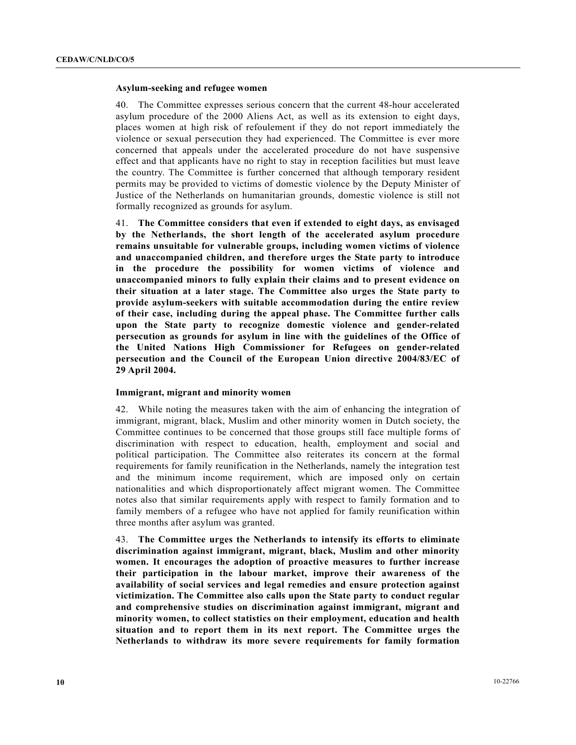**Asylum-seeking and refugee women**

40. The Committee expresses serious concern that the current 48-hour accelerated asylum procedure of the 2000 Aliens Act, as well as its extension to eight days, places women at high risk of refoulement if they do not report immediately the violence or sexual persecution they had experienced. The Committee is ever more concerned that appeals under the accelerated procedure do not have suspensive effect and that applicants have no right to stay in reception facilities but must leave the country. The Committee is further concerned that although temporary resident permits may be provided to victims of domestic violence by the Deputy Minister of Justice of the Netherlands on humanitarian grounds, domestic violence is still not formally recognized as grounds for asylum.

41. **The Committee considers that even if extended to eight days, as envisaged by the Netherlands, the short length of the accelerated asylum procedure remains unsuitable for vulnerable groups, including women victims of violence and unaccompanied children, and therefore urges the State party to introduce in the procedure the possibility for women victims of violence and unaccompanied minors to fully explain their claims and to present evidence on their situation at a later stage. The Committee also urges the State party to provide asylum-seekers with suitable accommodation during the entire review of their case, including during the appeal phase. The Committee further calls upon the State party to recognize domestic violence and gender-related persecution as grounds for asylum in line with the guidelines of the Office of the United Nations High Commissioner for Refugees on gender-related persecution and the Council of the European Union directive 2004/83/EC of 29 April 2004.**

**Immigrant, migrant and minority women**

42. While noting the measures taken with the aim of enhancing the integration of immigrant, migrant, black, Muslim and other minority women in Dutch society, the Committee continues to be concerned that those groups still face multiple forms of discrimination with respect to education, health, employment and social and political participation. The Committee also reiterates its concern at the formal requirements for family reunification in the Netherlands, namely the integration test and the minimum income requirement, which are imposed only on certain nationalities and which disproportionately affect migrant women. The Committee notes also that similar requirements apply with respect to family formation and to family members of a refugee who have not applied for family reunification within three months after asylum was granted.

43. **The Committee urges the Netherlands to intensify its efforts to eliminate discrimination against immigrant, migrant, black, Muslim and other minority women. It encourages the adoption of proactive measures to further increase their participation in the labour market, improve their awareness of the availability of social services and legal remedies and ensure protection against victimization. The Committee also calls upon the State party to conduct regular and comprehensive studies on discrimination against immigrant, migrant and minority women, to collect statistics on their employment, education and health situation and to report them in its next report. The Committee urges the Netherlands to withdraw its more severe requirements for family formation**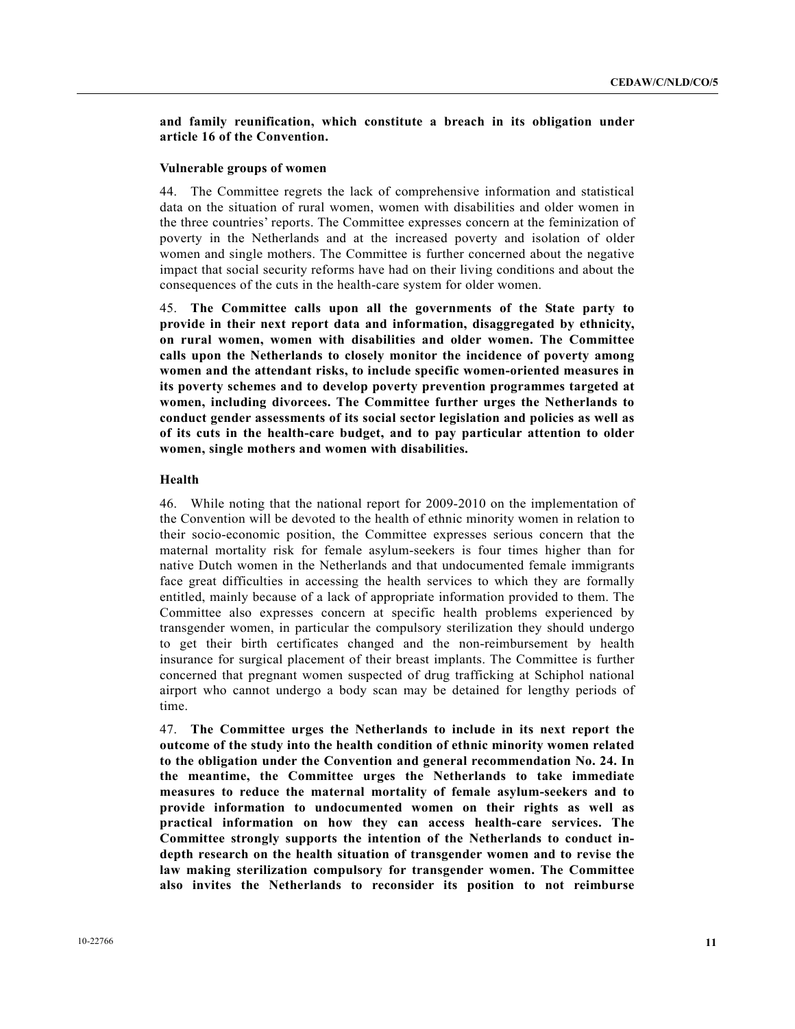**and family reunification, which constitute a breach in its obligation under article 16 of the Convention.**

### Vulnerable groups of women

44. The Committee regrets the lack of comprehensive information and statistical data on the situation of rural women, women with disabilities and older women in the three countries' reports. The Committee expresses concern at the feminization of poverty in the Netherlands and at the increased poverty and isolation of older women and single mothers. The Committee is further concerned about the negative impact that social security reforms have had on their living conditions and about the consequences of the cuts in the health-care system for older women.

45. **The Committee calls upon all the governments of the State party to provide in their next report data and information, disaggregated by ethnicity, on rural women, women with disabilities and older women. The Committee calls upon the Netherlands to closely monitor the incidence of poverty among women and the attendant risks, to include specific women-oriented measures in its poverty schemes and to develop poverty prevention programmes targeted at women, including divorcees. The Committee further urges the Netherlands to conduct gender assessments of its social sector legislation and policies as well as of its cuts in the health-care budget, and to pay particular attention to older women, single mothers and women with disabilities.**

### Health

46. While noting that the national report for 2009-2010 on the implementation of the Convention will be devoted to the health of ethnic minority women in relation to their socio-economic position, the Committee expresses serious concern that the maternal mortality risk for female asylum-seekers is four times higher than for native Dutch women in the Netherlands and that undocumented female immigrants face great difficulties in accessing the health services to which they are formally entitled, mainly because of a lack of appropriate information provided to them. The Committee also expresses concern at specific health problems experienced by transgender women, in particular the compulsory sterilization they should undergo to get their birth certificates changed and the non-reimbursement by health insurance for surgical placement of their breast implants. The Committee is further concerned that pregnant women suspected of drug trafficking at Schiphol national airport who cannot undergo a body scan may be detained for lengthy periods of time.

47. **The Committee urges the Netherlands to include in its next report the outcome of the study into the health condition of ethnic minority women related to the obligation under the Convention and general recommendation No. 24. In the meantime, the Committee urges the Netherlands to take immediate measures to reduce the maternal mortality of female asylum-seekers and to provide information to undocumented women on their rights as well as practical information on how they can access health-care services. The Committee strongly supports the intention of the Netherlands to conduct in-depth research on the health situation of transgender women and to revise the law making sterilization compulsory for transgender women. The Committee also invites the Netherlands to reconsider its position to not reimburse**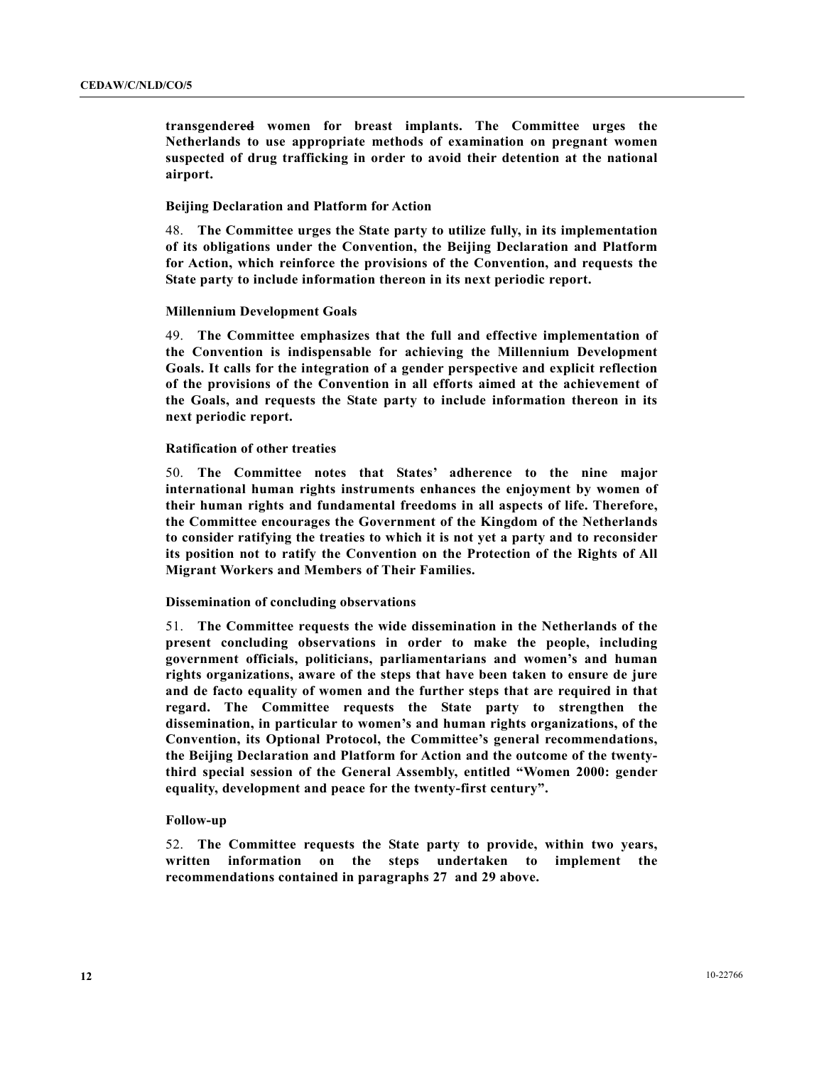**transgendered women for breast implants. The Committee urges the Netherlands to use appropriate methods of examination on pregnant women suspected of drug trafficking in order to avoid their detention at the national airport.**

### Beijing Declaration and Platform for Action

48. **The Committee urges the State party to utilize fully, in its implementation of its obligations under the Convention, the Beijing Declaration and Platform for Action, which reinforce the provisions of the Convention, and requests the State party to include information thereon in its next periodic report.**

### Millennium Development Goals

49. **The Committee emphasizes that the full and effective implementation of the Convention is indispensable for achieving the Millennium Development Goals. It calls for the integration of a gender perspective and explicit reflection of the provisions of the Convention in all efforts aimed at the achievement of the Goals, and requests the State party to include information thereon in its next periodic report.**

### Ratification of other treaties

50. **The Committee notes that States' adherence to the nine major international human rights instruments enhances the enjoyment by women of their human rights and fundamental freedoms in all aspects of life. Therefore, the Committee encourages the Government of the Kingdom of the Netherlands to consider ratifying the treaties to which it is not yet a party and to reconsider its position not to ratify the Convention on the Protection of the Rights of All Migrant Workers and Members of Their Families.**

### Dissemination of concluding observations

51. **The Committee requests the wide dissemination in the Netherlands of the present concluding observations in order to make the people, including government officials, politicians, parliamentarians and women's and human rights organizations, aware of the steps that have been taken to ensure de jure and de facto equality of women and the further steps that are required in that regard. The Committee requests the State party to strengthen the dissemination, in particular to women's and human rights organizations, of the Convention, its Optional Protocol, the Committee's general recommendations, the Beijing Declaration and Platform for Action and the outcome of the twenty-third special session of the General Assembly, entitled "Women 2000: gender equality, development and peace for the twenty-first century".**

### Follow-up

52. **The Committee requests the State party to provide, within two years, written information on the steps undertaken to implement the recommendations contained in paragraphs 27 and 29 above.**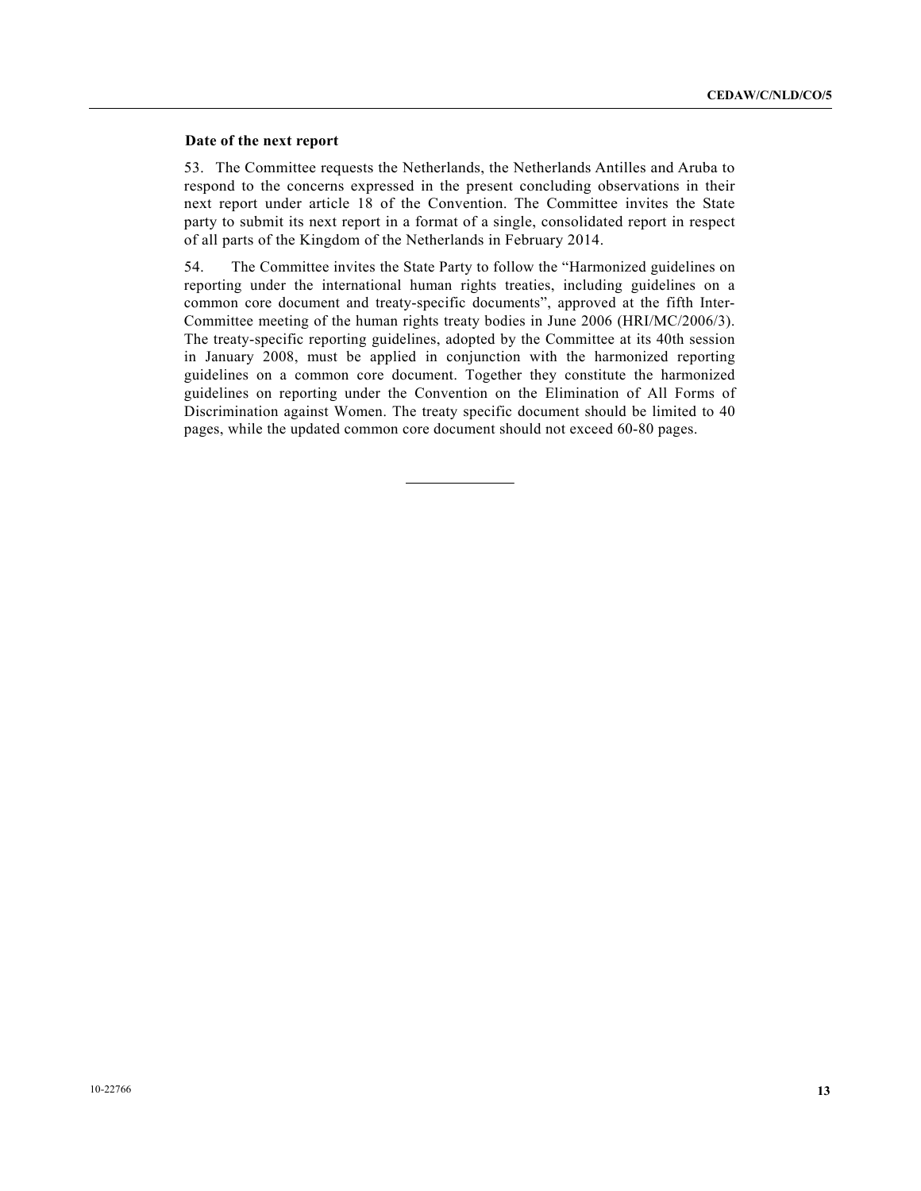### Date of the next report

53. The Committee requests the Netherlands, the Netherlands Antilles and Aruba to respond to the concerns expressed in the present concluding observations in their next report under article 18 of the Convention. The Committee invites the State party to submit its next report in a format of a single, consolidated report in respect of all parts of the Kingdom of the Netherlands in February 2014.

54. The Committee invites the State Party to follow the "Harmonized guidelines on reporting under the international human rights treaties, including guidelines on a common core document and treaty-specific documents", approved at the fifth Inter-Committee meeting of the human rights treaty bodies in June 2006 (HRI/MC/2006/3). The treaty-specific reporting guidelines, adopted by the Committee at its 40th session in January 2008, must be applied in conjunction with the harmonized reporting guidelines on a common core document. Together they constitute the harmonized guidelines on reporting under the Convention on the Elimination of All Forms of Discrimination against Women. The treaty specific document should be limited to 40 pages, while the updated common core document should not exceed 60-80 pages.